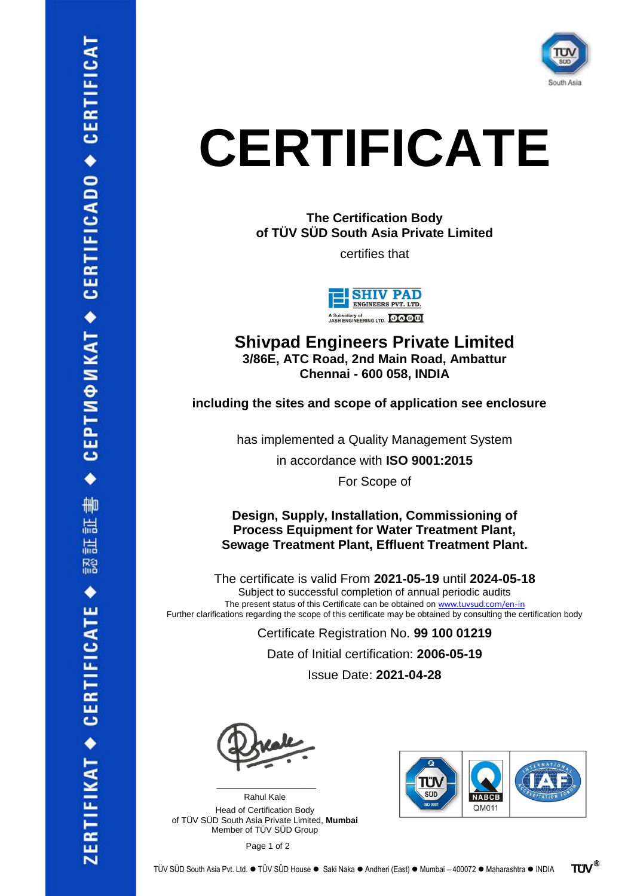# CERTIFICATE

**The Certification Body**
**of TÜV SÜD South Asia Private Limited**

certifies that

## Shivpad Engineers Private Limited

**3/86E, ATC Road, 2nd Main Road, Ambattur**
**Chennai - 600 058, INDIA**

**including the sites and scope of application see enclosure**

has implemented a Quality Management System

in accordance with **ISO 9001:2015**

For Scope of

**Design, Supply, Installation, Commissioning of Process Equipment for Water Treatment Plant, Sewage Treatment Plant, Effluent Treatment Plant.**

The certificate is valid From **2021-05-19** until **2024-05-18**

Subject to successful completion of annual periodic audits

The present status of this Certificate can be obtained on www.tuvsud.com/en-in

Further clarifications regarding the scope of this certificate may be obtained by consulting the certification body

Certificate Registration No. **99 100 01219**

Date of Initial certification: **2006-05-19**

Issue Date: **2021-04-28**

Rahul Kale
Head of Certification Body
of TÜV SÜD South Asia Private Limited, **Mumbai**
Member of TÜV SÜD Group

NABCB QM011

TÜV SÜD South Asia Pvt. Ltd. ● TÜV SÜD House ● Saki Naka ● Andheri (East) ● Mumbai – 400072 ● Maharashtra ● INDIA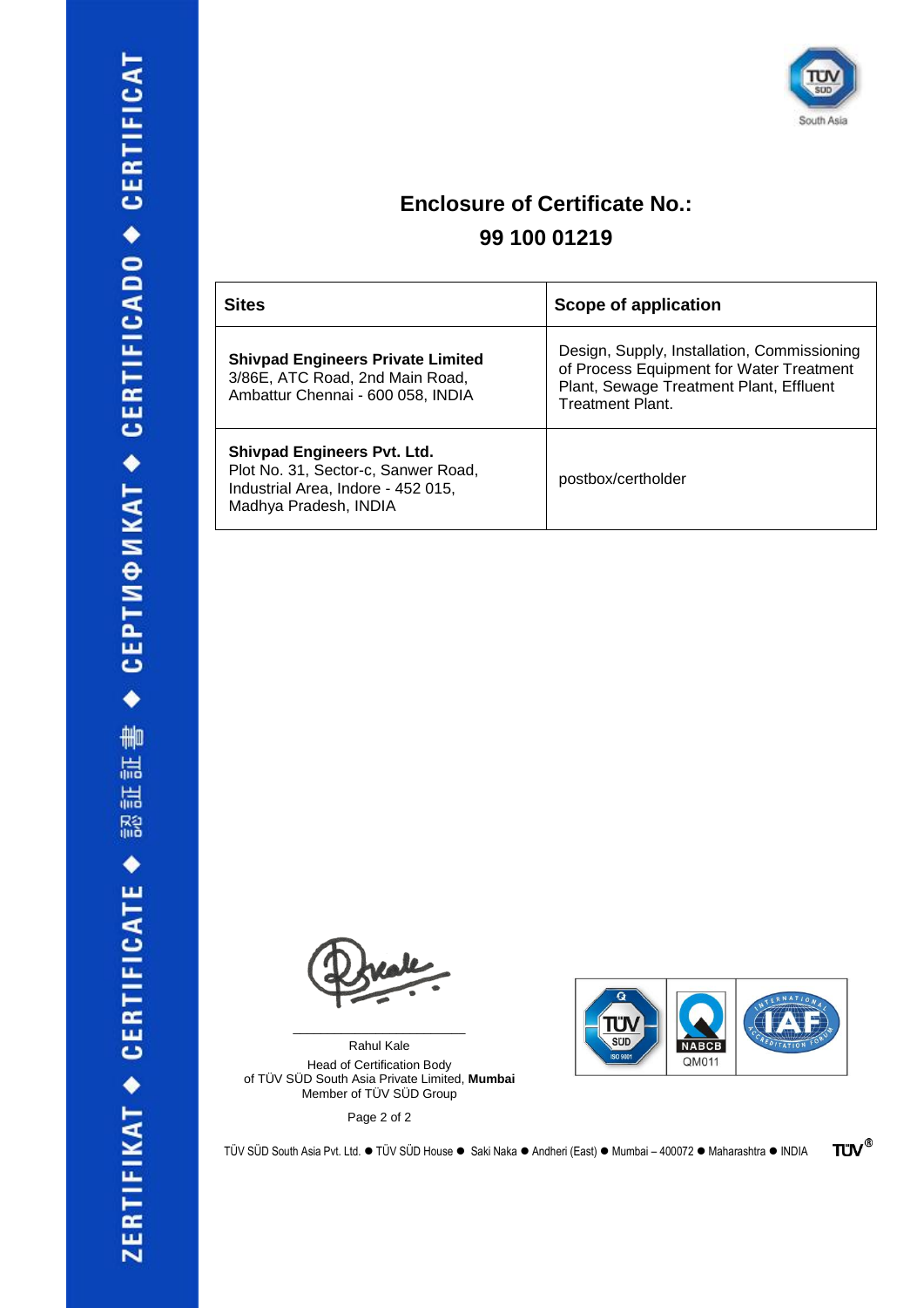# Enclosure of Certificate No.: 99 100 01219

| Sites | Scope of application |
| --- | --- |
| **Shivpad Engineers Private Limited** 3/86E, ATC Road, 2nd Main Road, Ambattur Chennai - 600 058, INDIA | Design, Supply, Installation, Commissioning of Process Equipment for Water Treatment Plant, Sewage Treatment Plant, Effluent Treatment Plant. |
| **Shivpad Engineers Pvt. Ltd.** Plot No. 31, Sector-c, Sanwer Road, Industrial Area, Indore - 452 015, Madhya Pradesh, INDIA | postbox/certholder |

Rahul Kale
Head of Certification Body
of TÜV SÜD South Asia Private Limited, **Mumbai**
Member of TÜV SÜD Group

TÜV SÜD South Asia Pvt. Ltd. ● TÜV SÜD House ● Saki Naka ● Andheri (East) ● Mumbai – 400072 ● Maharashtra ● INDIA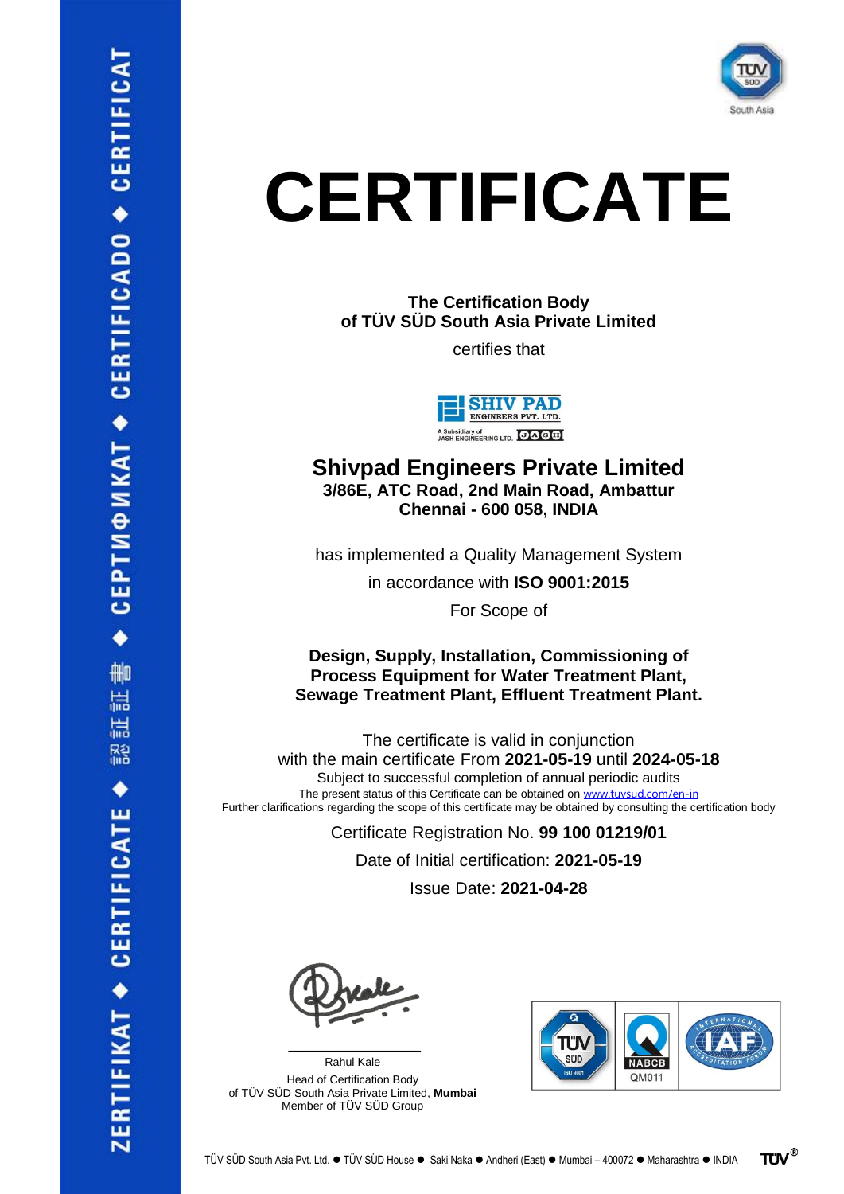ZERTIFIKAT ◆ CERTIFICATE ◆ 認証書 ◆ СЕРТИФИКАТ ◆ CERTIFICADO ◆ CERTIFICAT

TÜV SÜD South Asia

# CERTIFICATE

**The Certification Body**
**of TÜV SÜD South Asia Private Limited**

certifies that

SHIV PAD ENGINEERS PVT. LTD.
A Subsidiary of JASH ENGINEERING LTD.

## Shivpad Engineers Private Limited

**3/86E, ATC Road, 2nd Main Road, Ambattur**
**Chennai - 600 058, INDIA**

has implemented a Quality Management System

in accordance with **ISO 9001:2015**

For Scope of

**Design, Supply, Installation, Commissioning of Process Equipment for Water Treatment Plant, Sewage Treatment Plant, Effluent Treatment Plant.**

The certificate is valid in conjunction
with the main certificate From **2021-05-19** until **2024-05-18**
Subject to successful completion of annual periodic audits
The present status of this Certificate can be obtained on www.tuvsud.com/en-in
Further clarifications regarding the scope of this certificate may be obtained by consulting the certification body

Certificate Registration No. **99 100 01219/01**

Date of Initial certification: **2021-05-19**

Issue Date: **2021-04-28**

Rahul Kale
Head of Certification Body
of TÜV SÜD South Asia Private Limited, **Mumbai**
Member of TÜV SÜD Group

TÜV SÜD ISO 9001 | NABCB QM011 | IAF International Accreditation Forum

TÜV SÜD South Asia Pvt. Ltd. ● TÜV SÜD House ● Saki Naka ● Andheri (East) ● Mumbai – 400072 ● Maharashtra ● INDIA